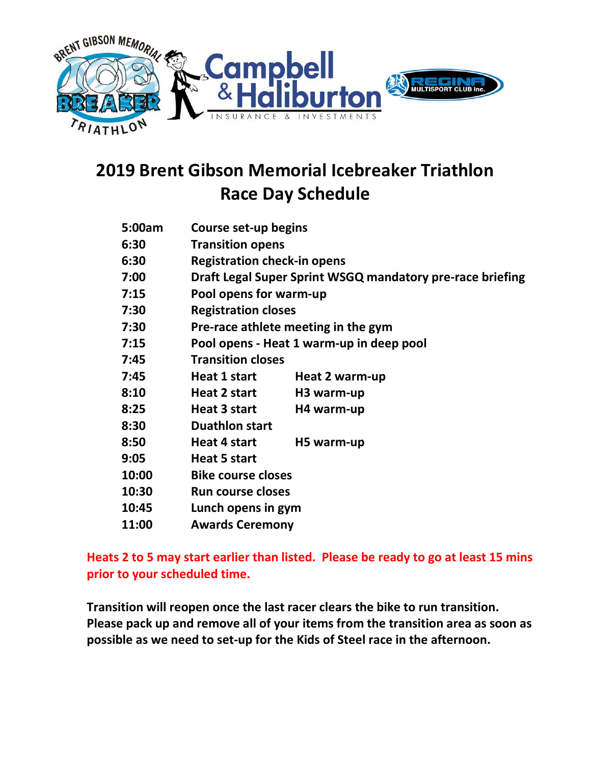# 2019 Brent Gibson Memorial Icebreaker Triathlon
## Race Day Schedule

| | | |
|---|---|---|
| **5:00am** | **Course set-up begins** | |
| **6:30** | **Transition opens** | |
| **6:30** | **Registration check-in opens** | |
| **7:00** | **Draft Legal Super Sprint WSGQ mandatory pre-race briefing** | |
| **7:15** | **Pool opens for warm-up** | |
| **7:30** | **Registration closes** | |
| **7:30** | **Pre-race athlete meeting in the gym** | |
| **7:15** | **Pool opens - Heat 1 warm-up in deep pool** | |
| **7:45** | **Transition closes** | |
| **7:45** | **Heat 1 start** | **Heat 2 warm-up** |
| **8:10** | **Heat 2 start** | **H3 warm-up** |
| **8:25** | **Heat 3 start** | **H4 warm-up** |
| **8:30** | **Duathlon start** | |
| **8:50** | **Heat 4 start** | **H5 warm-up** |
| **9:05** | **Heat 5 start** | |
| **10:00** | **Bike course closes** | |
| **10:30** | **Run course closes** | |
| **10:45** | **Lunch opens in gym** | |
| **11:00** | **Awards Ceremony** | |

**Heats 2 to 5 may start earlier than listed. Please be ready to go at least 15 mins prior to your scheduled time.**

**Transition will reopen once the last racer clears the bike to run transition. Please pack up and remove all of your items from the transition area as soon as possible as we need to set-up for the Kids of Steel race in the afternoon.**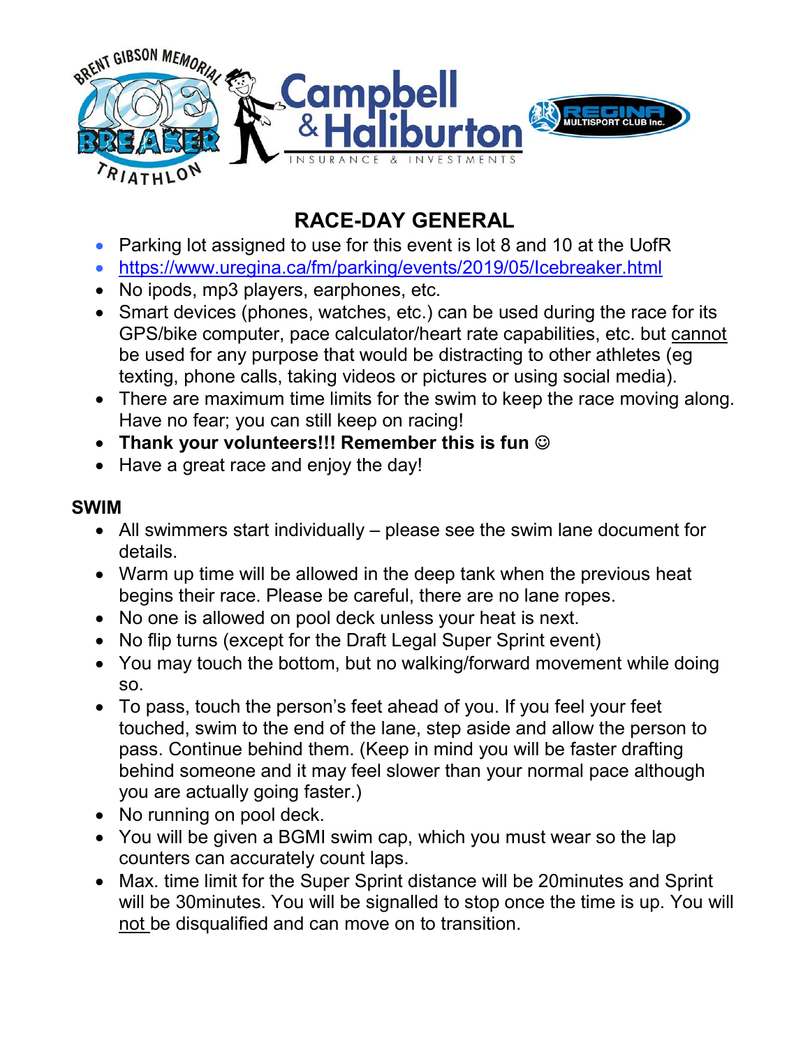## RACE-DAY GENERAL

- Parking lot assigned to use for this event is lot 8 and 10 at the UofR
- https://www.uregina.ca/fm/parking/events/2019/05/Icebreaker.html
- No ipods, mp3 players, earphones, etc.
- Smart devices (phones, watches, etc.) can be used during the race for its GPS/bike computer, pace calculator/heart rate capabilities, etc. but cannot be used for any purpose that would be distracting to other athletes (eg texting, phone calls, taking videos or pictures or using social media).
- There are maximum time limits for the swim to keep the race moving along. Have no fear; you can still keep on racing!
- **Thank your volunteers!!! Remember this is fun ☺**
- Have a great race and enjoy the day!

### SWIM

- All swimmers start individually – please see the swim lane document for details.
- Warm up time will be allowed in the deep tank when the previous heat begins their race. Please be careful, there are no lane ropes.
- No one is allowed on pool deck unless your heat is next.
- No flip turns (except for the Draft Legal Super Sprint event)
- You may touch the bottom, but no walking/forward movement while doing so.
- To pass, touch the person's feet ahead of you. If you feel your feet touched, swim to the end of the lane, step aside and allow the person to pass. Continue behind them. (Keep in mind you will be faster drafting behind someone and it may feel slower than your normal pace although you are actually going faster.)
- No running on pool deck.
- You will be given a BGMI swim cap, which you must wear so the lap counters can accurately count laps.
- Max. time limit for the Super Sprint distance will be 20minutes and Sprint will be 30minutes. You will be signalled to stop once the time is up. You will not be disqualified and can move on to transition.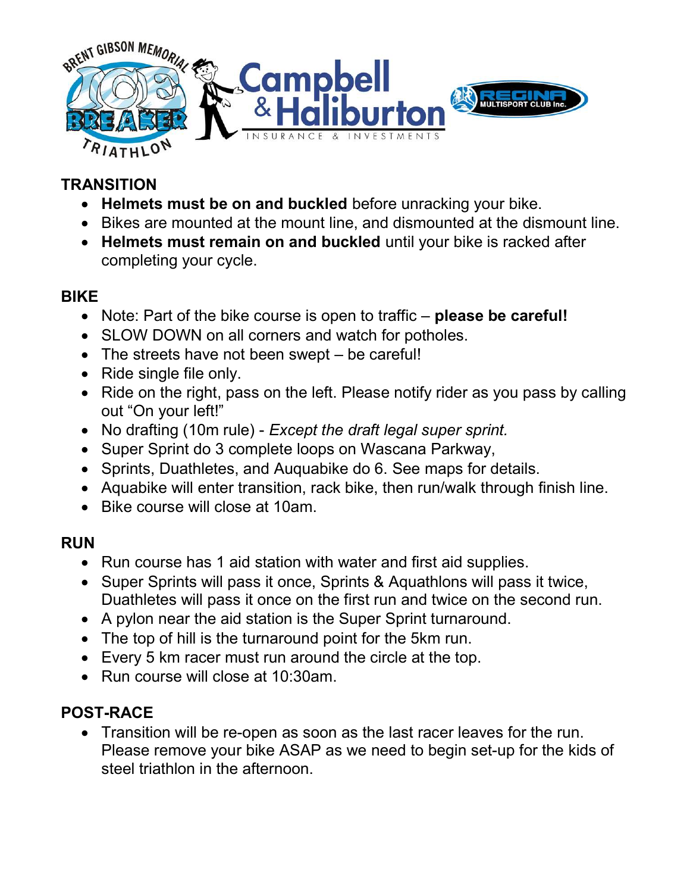## TRANSITION

- **Helmets must be on and buckled** before unracking your bike.
- Bikes are mounted at the mount line, and dismounted at the dismount line.
- **Helmets must remain on and buckled** until your bike is racked after completing your cycle.

## BIKE

- Note: Part of the bike course is open to traffic – **please be careful!**
- SLOW DOWN on all corners and watch for potholes.
- The streets have not been swept – be careful!
- Ride single file only.
- Ride on the right, pass on the left. Please notify rider as you pass by calling out "On your left!"
- No drafting (10m rule) - *Except the draft legal super sprint.*
- Super Sprint do 3 complete loops on Wascana Parkway,
- Sprints, Duathletes, and Auquabike do 6. See maps for details.
- Aquabike will enter transition, rack bike, then run/walk through finish line.
- Bike course will close at 10am.

## RUN

- Run course has 1 aid station with water and first aid supplies.
- Super Sprints will pass it once, Sprints & Aquathlons will pass it twice, Duathletes will pass it once on the first run and twice on the second run.
- A pylon near the aid station is the Super Sprint turnaround.
- The top of hill is the turnaround point for the 5km run.
- Every 5 km racer must run around the circle at the top.
- Run course will close at 10:30am.

## POST-RACE

- Transition will be re-open as soon as the last racer leaves for the run. Please remove your bike ASAP as we need to begin set-up for the kids of steel triathlon in the afternoon.